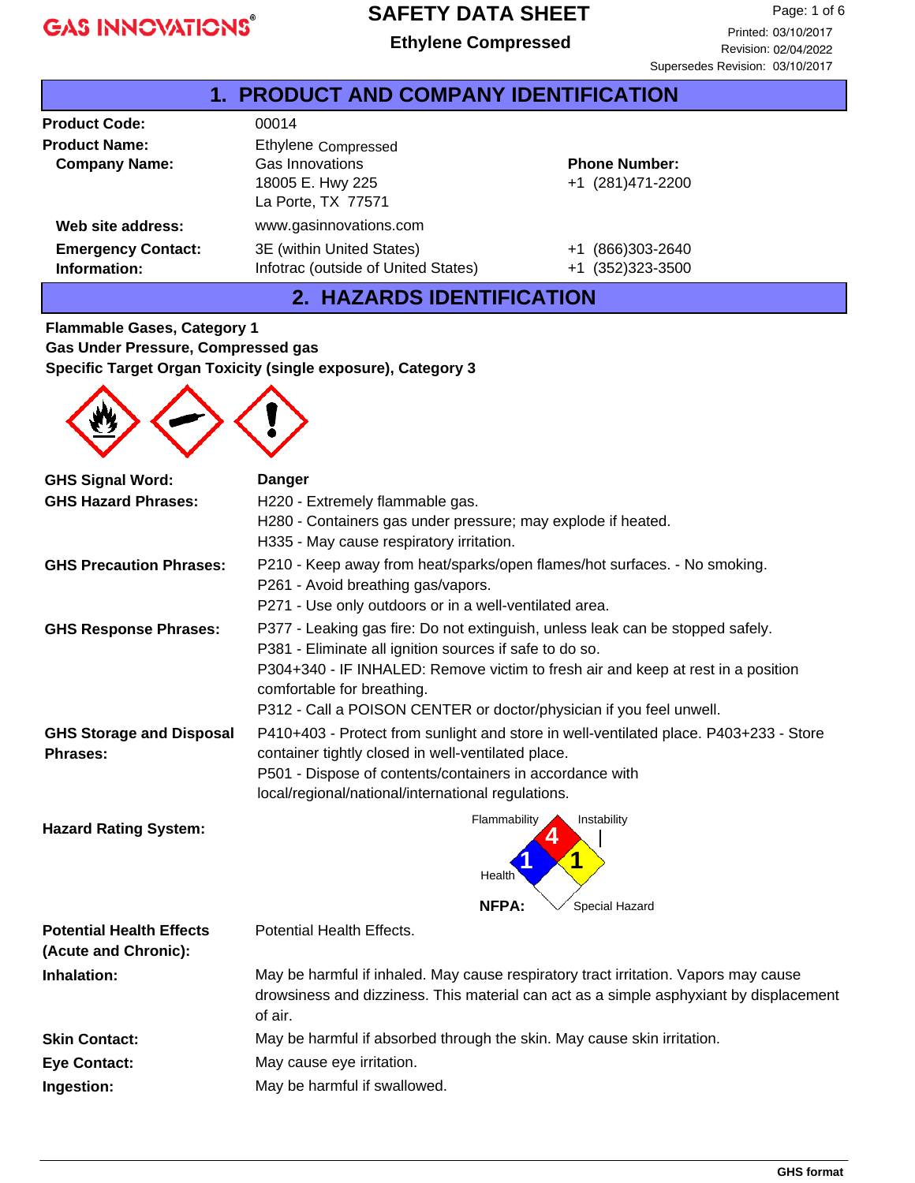**GAS INNOVATIONS**

# SAFETY DATA SHEET
## Ethylene Compressed

Printed: 03/10/2017
Revision: 02/04/2022
Supersedes Revision: 03/10/2017

## 1. PRODUCT AND COMPANY IDENTIFICATION

**Product Code:** 00014

**Product Name:** Ethylene Compressed

**Company Name:** Gas Innovations
18005 E. Hwy 225
La Porte, TX 77571

**Phone Number:** +1 (281)471-2200

**Web site address:** www.gasinnovations.com

**Emergency Contact: Information:**
3E (within United States) +1 (866)303-2640
Infotrac (outside of United States) +1 (352)323-3500

## 2. HAZARDS IDENTIFICATION

**Flammable Gases, Category 1**
**Gas Under Pressure, Compressed gas**
**Specific Target Organ Toxicity (single exposure), Category 3**

**GHS Signal Word:** Danger

**GHS Hazard Phrases:**
H220 - Extremely flammable gas.
H280 - Containers gas under pressure; may explode if heated.
H335 - May cause respiratory irritation.

**GHS Precaution Phrases:**
P210 - Keep away from heat/sparks/open flames/hot surfaces. - No smoking.
P261 - Avoid breathing gas/vapors.
P271 - Use only outdoors or in a well-ventilated area.

**GHS Response Phrases:**
P377 - Leaking gas fire: Do not extinguish, unless leak can be stopped safely.
P381 - Eliminate all ignition sources if safe to do so.
P304+340 - IF INHALED: Remove victim to fresh air and keep at rest in a position comfortable for breathing.
P312 - Call a POISON CENTER or doctor/physician if you feel unwell.

**GHS Storage and Disposal Phrases:**
P410+403 - Protect from sunlight and store in well-ventilated place. P403+233 - Store container tightly closed in well-ventilated place.
P501 - Dispose of contents/containers in accordance with local/regional/national/international regulations.

**Hazard Rating System:**
NFPA: Flammability 4, Health 1, Instability 1, Special Hazard (blank)

**Potential Health Effects (Acute and Chronic):** Potential Health Effects.

**Inhalation:** May be harmful if inhaled. May cause respiratory tract irritation. Vapors may cause drowsiness and dizziness. This material can act as a simple asphyxiant by displacement of air.

**Skin Contact:** May be harmful if absorbed through the skin. May cause skin irritation.

**Eye Contact:** May cause eye irritation.

**Ingestion:** May be harmful if swallowed.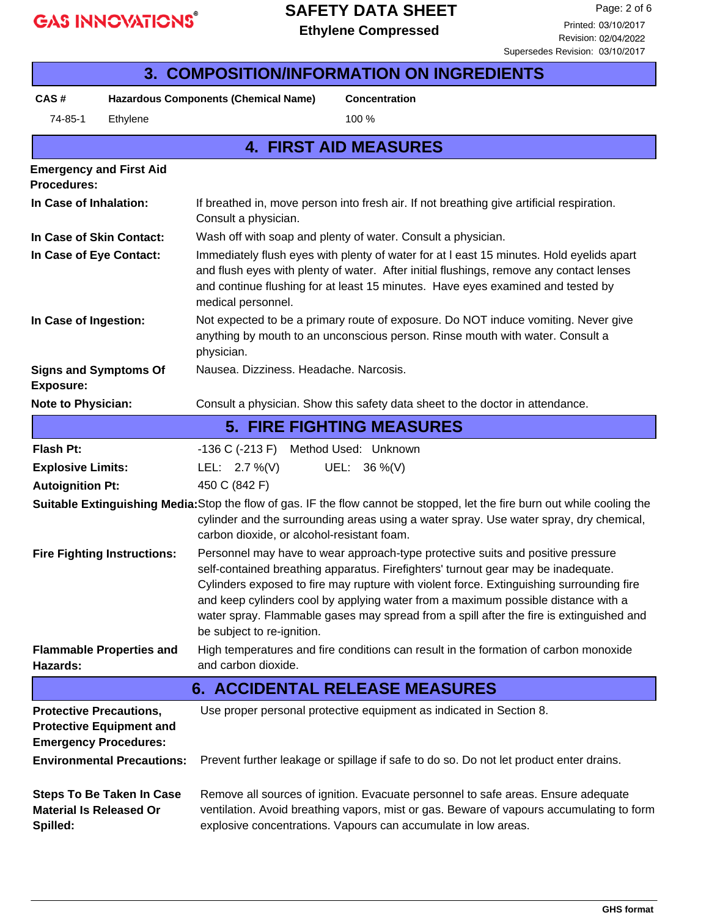## 3. COMPOSITION/INFORMATION ON INGREDIENTS

| CAS # | Hazardous Components (Chemical Name) | Concentration |
|---|---|---|
| 74-85-1 | Ethylene | 100 % |

## 4. FIRST AID MEASURES

**Emergency and First Aid Procedures:**

**In Case of Inhalation:** If breathed in, move person into fresh air. If not breathing give artificial respiration. Consult a physician.

**In Case of Skin Contact:** Wash off with soap and plenty of water. Consult a physician.

**In Case of Eye Contact:** Immediately flush eyes with plenty of water for at l east 15 minutes. Hold eyelids apart and flush eyes with plenty of water. After initial flushings, remove any contact lenses and continue flushing for at least 15 minutes. Have eyes examined and tested by medical personnel.

**In Case of Ingestion:** Not expected to be a primary route of exposure. Do NOT induce vomiting. Never give anything by mouth to an unconscious person. Rinse mouth with water. Consult a physician.

**Signs and Symptoms Of Exposure:** Nausea. Dizziness. Headache. Narcosis.

**Note to Physician:** Consult a physician. Show this safety data sheet to the doctor in attendance.

## 5. FIRE FIGHTING MEASURES

**Flash Pt:** -136 C (-213 F) Method Used: Unknown

**Explosive Limits:** LEL: 2.7 %(V) UEL: 36 %(V)

**Autoignition Pt:** 450 C (842 F)

**Suitable Extinguishing Media:** Stop the flow of gas. IF the flow cannot be stopped, let the fire burn out while cooling the cylinder and the surrounding areas using a water spray. Use water spray, dry chemical, carbon dioxide, or alcohol-resistant foam.

**Fire Fighting Instructions:** Personnel may have to wear approach-type protective suits and positive pressure self-contained breathing apparatus. Firefighters' turnout gear may be inadequate. Cylinders exposed to fire may rupture with violent force. Extinguishing surrounding fire and keep cylinders cool by applying water from a maximum possible distance with a water spray. Flammable gases may spread from a spill after the fire is extinguished and be subject to re-ignition.

**Flammable Properties and Hazards:** High temperatures and fire conditions can result in the formation of carbon monoxide and carbon dioxide.

## 6. ACCIDENTAL RELEASE MEASURES

**Protective Precautions, Protective Equipment and Emergency Procedures:** Use proper personal protective equipment as indicated in Section 8.

**Environmental Precautions:** Prevent further leakage or spillage if safe to do so. Do not let product enter drains.

**Steps To Be Taken In Case Material Is Released Or Spilled:** Remove all sources of ignition. Evacuate personnel to safe areas. Ensure adequate ventilation. Avoid breathing vapors, mist or gas. Beware of vapours accumulating to form explosive concentrations. Vapours can accumulate in low areas.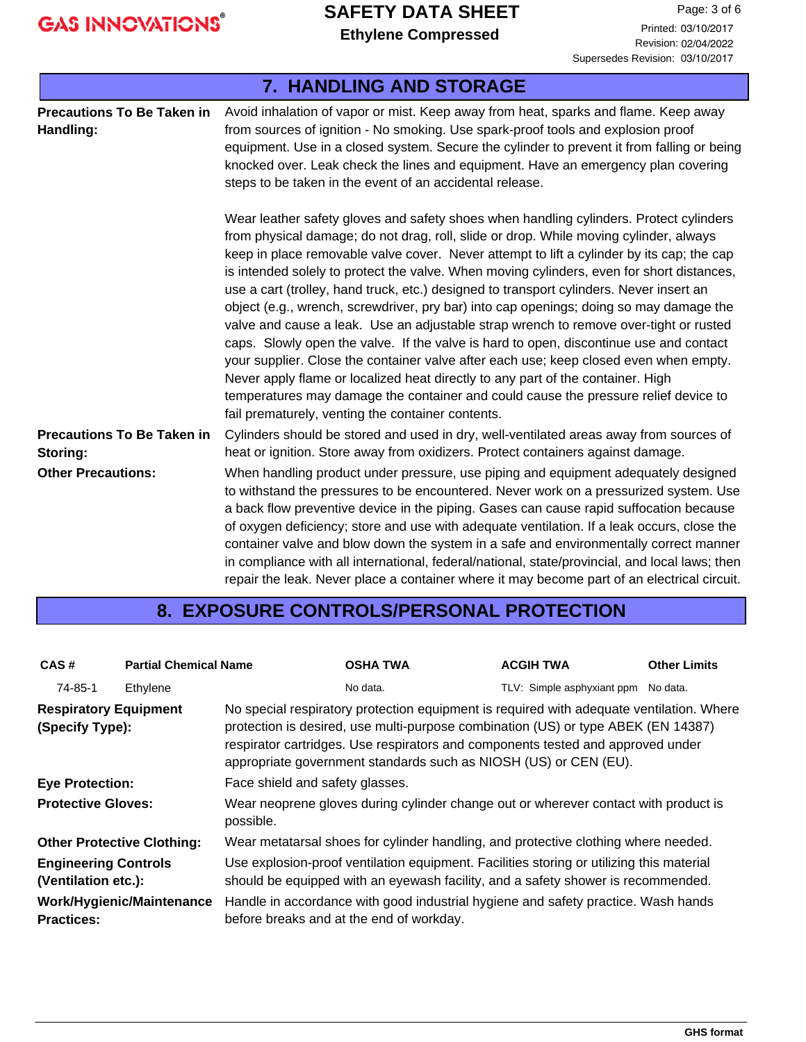## 7. HANDLING AND STORAGE

**Precautions To Be Taken in Handling:** Avoid inhalation of vapor or mist. Keep away from heat, sparks and flame. Keep away from sources of ignition - No smoking. Use spark-proof tools and explosion proof equipment. Use in a closed system. Secure the cylinder to prevent it from falling or being knocked over. Leak check the lines and equipment. Have an emergency plan covering steps to be taken in the event of an accidental release.

Wear leather safety gloves and safety shoes when handling cylinders. Protect cylinders from physical damage; do not drag, roll, slide or drop. While moving cylinder, always keep in place removable valve cover. Never attempt to lift a cylinder by its cap; the cap is intended solely to protect the valve. When moving cylinders, even for short distances, use a cart (trolley, hand truck, etc.) designed to transport cylinders. Never insert an object (e.g., wrench, screwdriver, pry bar) into cap openings; doing so may damage the valve and cause a leak. Use an adjustable strap wrench to remove over-tight or rusted caps. Slowly open the valve. If the valve is hard to open, discontinue use and contact your supplier. Close the container valve after each use; keep closed even when empty. Never apply flame or localized heat directly to any part of the container. High temperatures may damage the container and could cause the pressure relief device to fail prematurely, venting the container contents.

**Precautions To Be Taken in Storing:** Cylinders should be stored and used in dry, well-ventilated areas away from sources of heat or ignition. Store away from oxidizers. Protect containers against damage.

**Other Precautions:** When handling product under pressure, use piping and equipment adequately designed to withstand the pressures to be encountered. Never work on a pressurized system. Use a back flow preventive device in the piping. Gases can cause rapid suffocation because of oxygen deficiency; store and use with adequate ventilation. If a leak occurs, close the container valve and blow down the system in a safe and environmentally correct manner in compliance with all international, federal/national, state/provincial, and local laws; then repair the leak. Never place a container where it may become part of an electrical circuit.

## 8. EXPOSURE CONTROLS/PERSONAL PROTECTION

| CAS # | Partial Chemical Name | OSHA TWA | ACGIH TWA | Other Limits |
|---|---|---|---|---|
| 74-85-1 | Ethylene | No data. | TLV: Simple asphyxiant ppm | No data. |

**Respiratory Equipment (Specify Type):** No special respiratory protection equipment is required with adequate ventilation. Where protection is desired, use multi-purpose combination (US) or type ABEK (EN 14387) respirator cartridges. Use respirators and components tested and approved under appropriate government standards such as NIOSH (US) or CEN (EU).

**Eye Protection:** Face shield and safety glasses.

**Protective Gloves:** Wear neoprene gloves during cylinder change out or wherever contact with product is possible.

**Other Protective Clothing:** Wear metatarsal shoes for cylinder handling, and protective clothing where needed.

**Engineering Controls (Ventilation etc.):** Use explosion-proof ventilation equipment. Facilities storing or utilizing this material should be equipped with an eyewash facility, and a safety shower is recommended.

**Work/Hygienic/Maintenance Practices:** Handle in accordance with good industrial hygiene and safety practice. Wash hands before breaks and at the end of workday.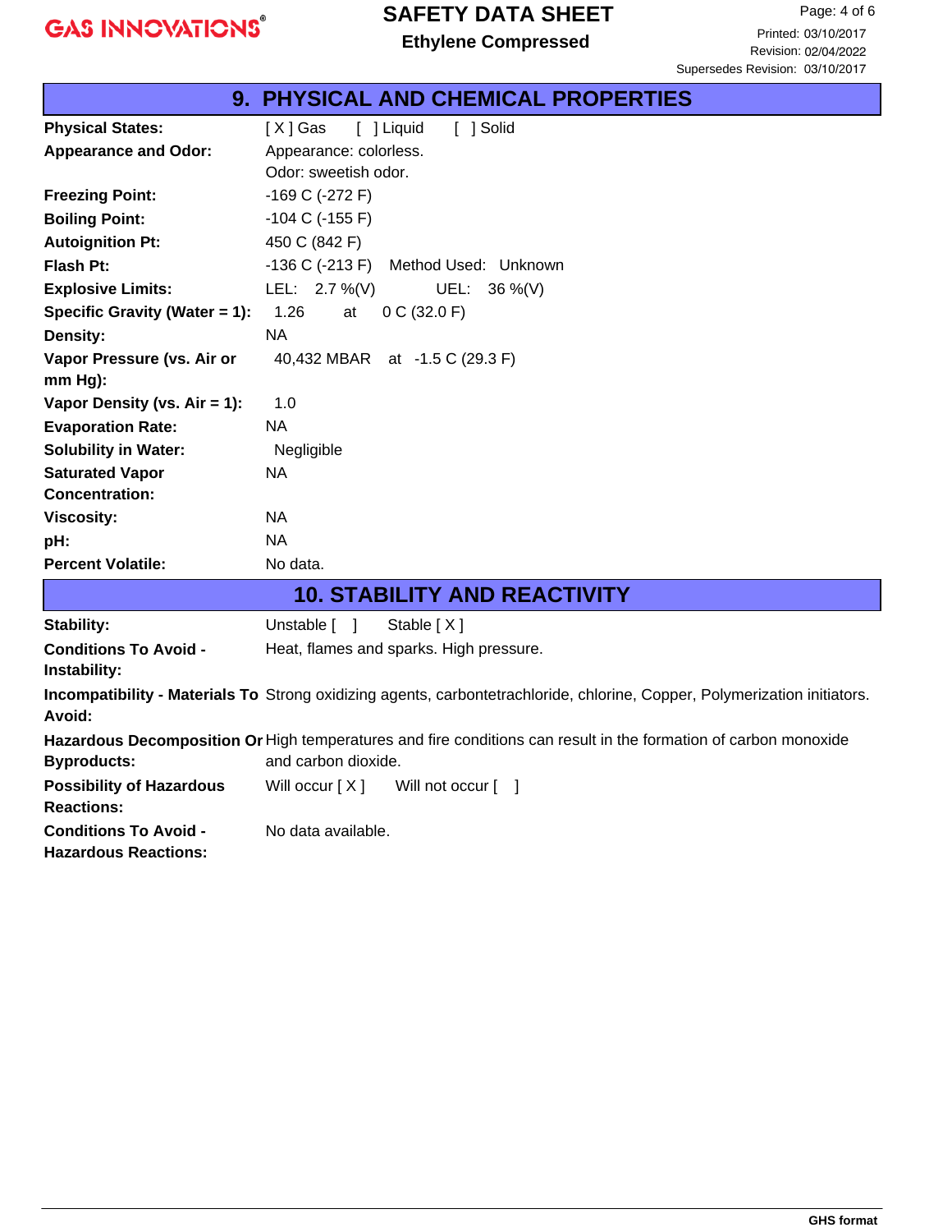## 9. PHYSICAL AND CHEMICAL PROPERTIES

| | |
|---|---|
| **Physical States:** | [ X ] Gas [ ] Liquid [ ] Solid |
| **Appearance and Odor:** | Appearance: colorless.<br>Odor: sweetish odor. |
| **Freezing Point:** | -169 C (-272 F) |
| **Boiling Point:** | -104 C (-155 F) |
| **Autoignition Pt:** | 450 C (842 F) |
| **Flash Pt:** | -136 C (-213 F) Method Used: Unknown |
| **Explosive Limits:** | LEL: 2.7 %(V) UEL: 36 %(V) |
| **Specific Gravity (Water = 1):** | 1.26 at 0 C (32.0 F) |
| **Density:** | NA |
| **Vapor Pressure (vs. Air or mm Hg):** | 40,432 MBAR at -1.5 C (29.3 F) |
| **Vapor Density (vs. Air = 1):** | 1.0 |
| **Evaporation Rate:** | NA |
| **Solubility in Water:** | Negligible |
| **Saturated Vapor Concentration:** | NA |
| **Viscosity:** | NA |
| **pH:** | NA |
| **Percent Volatile:** | No data. |

## 10. STABILITY AND REACTIVITY

| | |
|---|---|
| **Stability:** | Unstable [ ] Stable [ X ] |
| **Conditions To Avoid - Instability:** | Heat, flames and sparks. High pressure. |
| **Incompatibility - Materials To Avoid:** | Strong oxidizing agents, carbontetrachloride, chlorine, Copper, Polymerization initiators. |
| **Hazardous Decomposition Or Byproducts:** | High temperatures and fire conditions can result in the formation of carbon monoxide and carbon dioxide. |
| **Possibility of Hazardous Reactions:** | Will occur [ X ] Will not occur [ ] |
| **Conditions To Avoid - Hazardous Reactions:** | No data available. |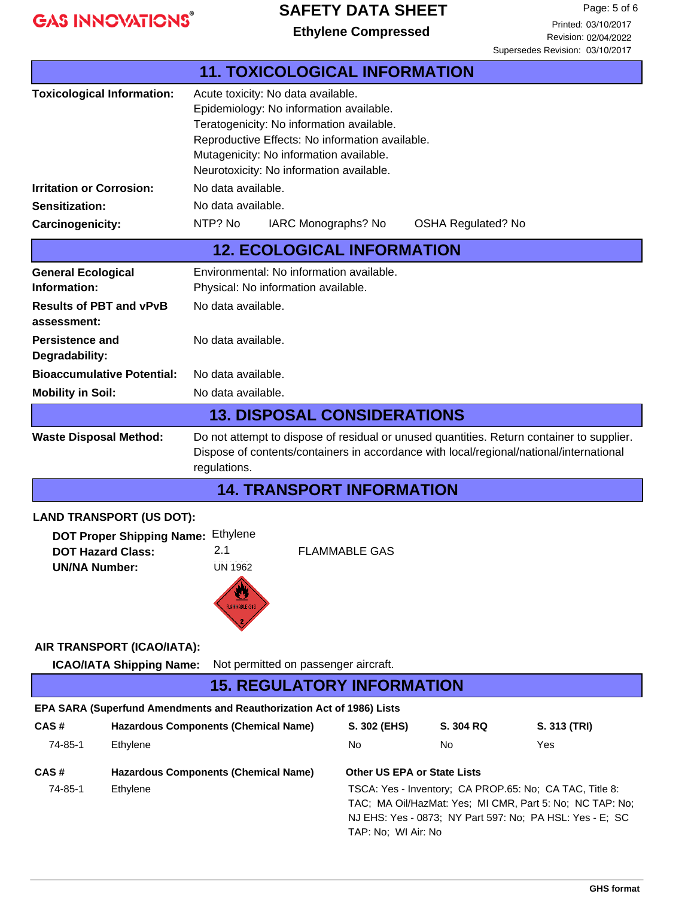## 11. TOXICOLOGICAL INFORMATION

**Toxicological Information:**
Acute toxicity: No data available.
Epidemiology: No information available.
Teratogenicity: No information available.
Reproductive Effects: No information available.
Mutagenicity: No information available.
Neurotoxicity: No information available.

**Irritation or Corrosion:** No data available.

**Sensitization:** No data available.

**Carcinogenicity:** NTP? No IARC Monographs? No OSHA Regulated? No

## 12. ECOLOGICAL INFORMATION

**General Ecological Information:**
Environmental: No information available.
Physical: No information available.

**Results of PBT and vPvB assessment:** No data available.

**Persistence and Degradability:** No data available.

**Bioaccumulative Potential:** No data available.

**Mobility in Soil:** No data available.

## 13. DISPOSAL CONSIDERATIONS

**Waste Disposal Method:** Do not attempt to dispose of residual or unused quantities. Return container to supplier. Dispose of contents/containers in accordance with local/regional/national/international regulations.

## 14. TRANSPORT INFORMATION

**LAND TRANSPORT (US DOT):**

**DOT Proper Shipping Name:** Ethylene
**DOT Hazard Class:** 2.1 FLAMMABLE GAS
**UN/NA Number:** UN 1962

**AIR TRANSPORT (ICAO/IATA):**

**ICAO/IATA Shipping Name:** Not permitted on passenger aircraft.

## 15. REGULATORY INFORMATION

**EPA SARA (Superfund Amendments and Reauthorization Act of 1986) Lists**

| CAS # | Hazardous Components (Chemical Name) | S. 302 (EHS) | S. 304 RQ | S. 313 (TRI) |
|---|---|---|---|---|
| 74-85-1 | Ethylene | No | No | Yes |

| CAS # | Hazardous Components (Chemical Name) | Other US EPA or State Lists |
|---|---|---|
| 74-85-1 | Ethylene | TSCA: Yes - Inventory; CA PROP.65: No; CA TAC, Title 8: TAC; MA Oil/HazMat: Yes; MI CMR, Part 5: No; NC TAP: No; NJ EHS: Yes - 0873; NY Part 597: No; PA HSL: Yes - E; SC TAP: No; WI Air: No |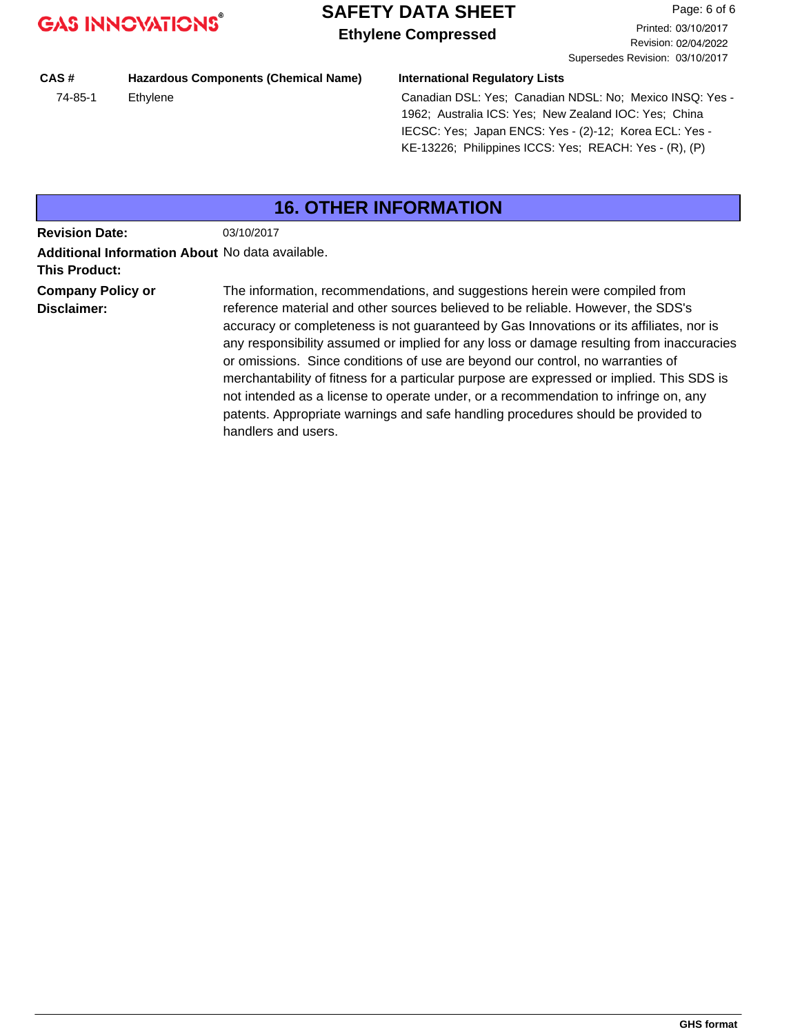| CAS # | Hazardous Components (Chemical Name) | International Regulatory Lists |
|---|---|---|
| 74-85-1 | Ethylene | Canadian DSL: Yes; Canadian NDSL: No; Mexico INSQ: Yes - 1962; Australia ICS: Yes; New Zealand IOC: Yes; China IECSC: Yes; Japan ENCS: Yes - (2)-12; Korea ECL: Yes - KE-13226; Philippines ICCS: Yes; REACH: Yes - (R), (P) |

## 16. OTHER INFORMATION

**Revision Date:** 03/10/2017

**Additional Information About This Product:** No data available.

**Company Policy or Disclaimer:** The information, recommendations, and suggestions herein were compiled from reference material and other sources believed to be reliable. However, the SDS's accuracy or completeness is not guaranteed by Gas Innovations or its affiliates, nor is any responsibility assumed or implied for any loss or damage resulting from inaccuracies or omissions. Since conditions of use are beyond our control, no warranties of merchantability of fitness for a particular purpose are expressed or implied. This SDS is not intended as a license to operate under, or a recommendation to infringe on, any patents. Appropriate warnings and safe handling procedures should be provided to handlers and users.